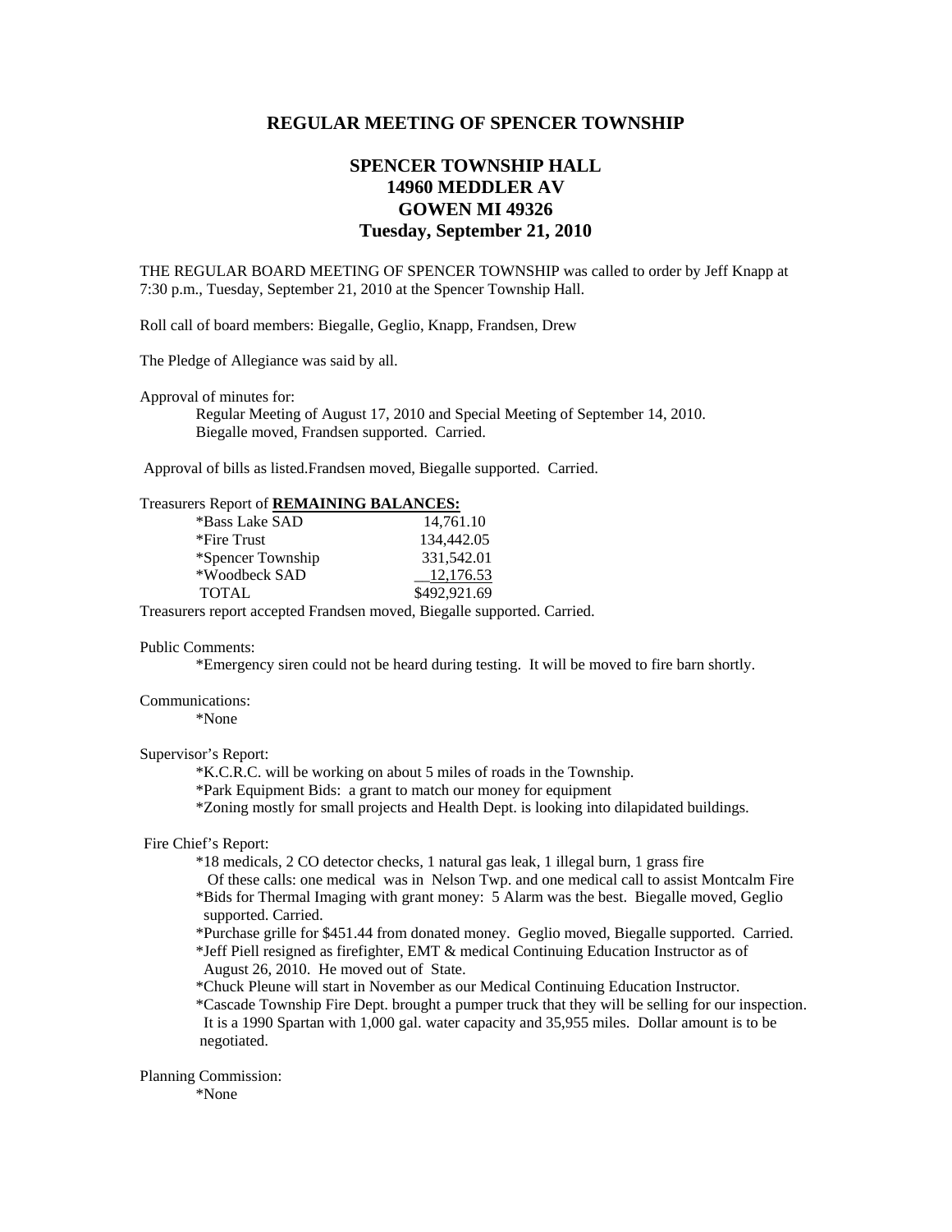# REGULAR MEETING OF SPENCER TOWNSHIP

## SPENCER TOWNSHIP HALL
## 14960 MEDDLER AV
## GOWEN MI 49326
## Tuesday, September 21, 2010

THE REGULAR BOARD MEETING OF SPENCER TOWNSHIP was called to order by Jeff Knapp at 7:30 p.m., Tuesday, September 21, 2010 at the Spencer Township Hall.

Roll call of board members: Biegalle, Geglio, Knapp, Frandsen, Drew

The Pledge of Allegiance was said by all.

Approval of minutes for:

Regular Meeting of August 17, 2010 and Special Meeting of September 14, 2010.
Biegalle moved, Frandsen supported. Carried.

Approval of bills as listed.Frandsen moved, Biegalle supported. Carried.

Treasurers Report of **REMAINING BALANCES:**

| | |
|---|---|
| *Bass Lake SAD | 14,761.10 |
| *Fire Trust | 134,442.05 |
| *Spencer Township | 331,542.01 |
| *Woodbeck SAD | 12,176.53 |
| TOTAL | $492,921.69 |

Treasurers report accepted Frandsen moved, Biegalle supported. Carried.

Public Comments:

*Emergency siren could not be heard during testing. It will be moved to fire barn shortly.

Communications:

*None

Supervisor's Report:

*K.C.R.C. will be working on about 5 miles of roads in the Township.
*Park Equipment Bids: a grant to match our money for equipment
*Zoning mostly for small projects and Health Dept. is looking into dilapidated buildings.

Fire Chief's Report:

*18 medicals, 2 CO detector checks, 1 natural gas leak, 1 illegal burn, 1 grass fire
Of these calls: one medical was in Nelson Twp. and one medical call to assist Montcalm Fire
*Bids for Thermal Imaging with grant money: 5 Alarm was the best. Biegalle moved, Geglio supported. Carried.
*Purchase grille for $451.44 from donated money. Geglio moved, Biegalle supported. Carried.
*Jeff Piell resigned as firefighter, EMT & medical Continuing Education Instructor as of August 26, 2010. He moved out of State.
*Chuck Pleune will start in November as our Medical Continuing Education Instructor.
*Cascade Township Fire Dept. brought a pumper truck that they will be selling for our inspection. It is a 1990 Spartan with 1,000 gal. water capacity and 35,955 miles. Dollar amount is to be negotiated.

Planning Commission:

*None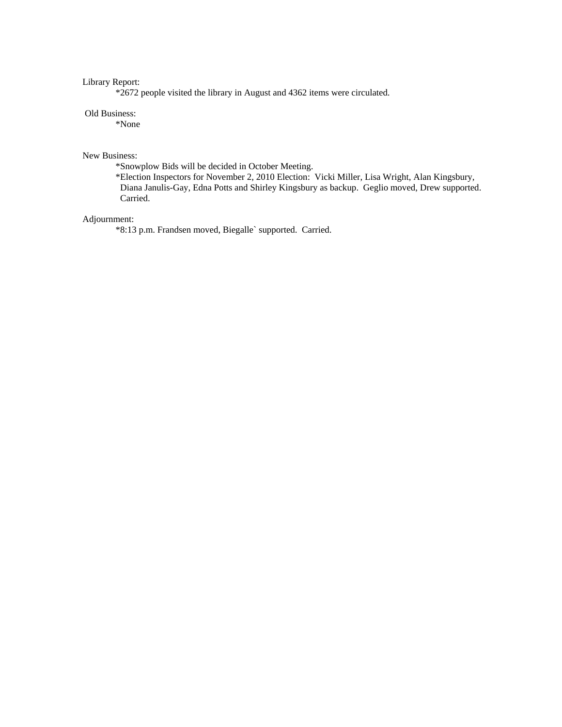Library Report:

*2672 people visited the library in August and 4362 items were circulated.

Old Business:

*None

New Business:

*Snowplow Bids will be decided in October Meeting.

*Election Inspectors for November 2, 2010 Election: Vicki Miller, Lisa Wright, Alan Kingsbury, Diana Janulis-Gay, Edna Potts and Shirley Kingsbury as backup. Geglio moved, Drew supported. Carried.

Adjournment:

*8:13 p.m. Frandsen moved, Biegalle` supported. Carried.